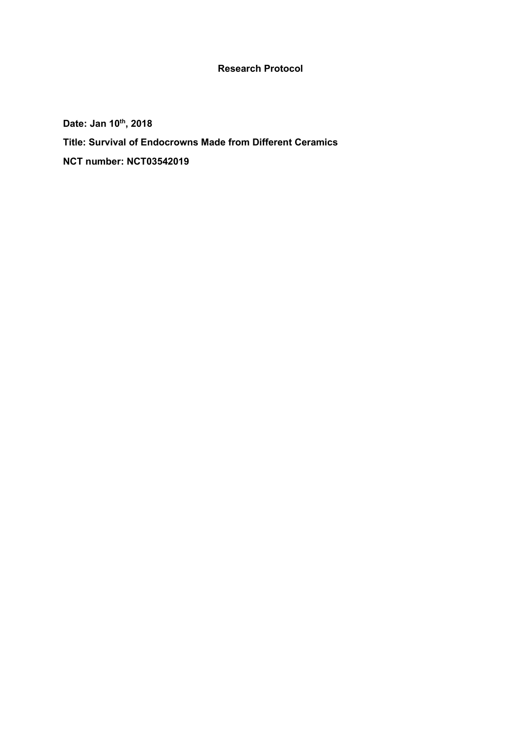# Research Protocol

**Date: Jan 10th, 2018**

**Title: Survival of Endocrowns Made from Different Ceramics**

**NCT number: NCT03542019**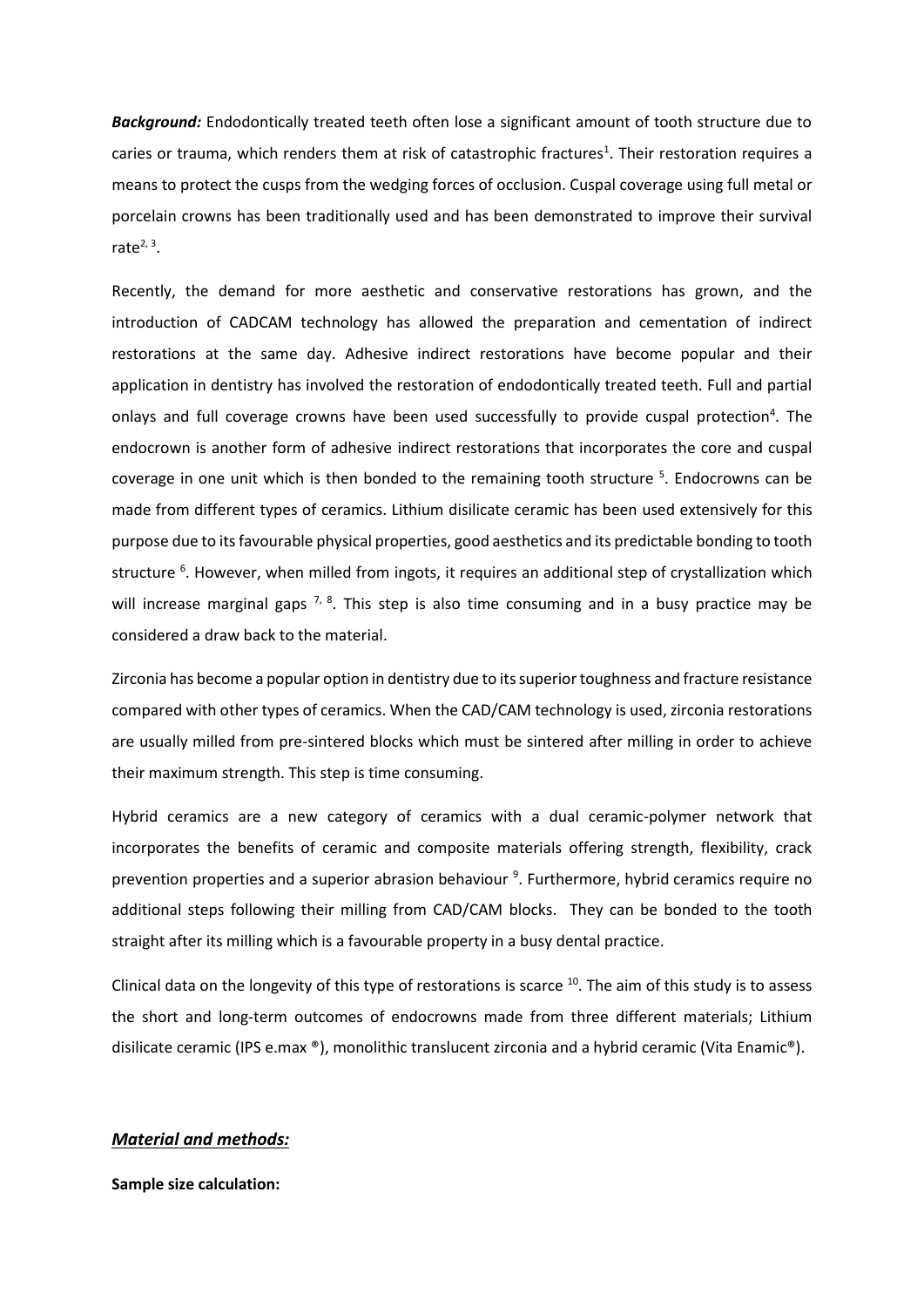***Background:*** Endodontically treated teeth often lose a significant amount of tooth structure due to caries or trauma, which renders them at risk of catastrophic fractures[1]. Their restoration requires a means to protect the cusps from the wedging forces of occlusion. Cuspal coverage using full metal or porcelain crowns has been traditionally used and has been demonstrated to improve their survival rate[2, 3].

Recently, the demand for more aesthetic and conservative restorations has grown, and the introduction of CADCAM technology has allowed the preparation and cementation of indirect restorations at the same day. Adhesive indirect restorations have become popular and their application in dentistry has involved the restoration of endodontically treated teeth. Full and partial onlays and full coverage crowns have been used successfully to provide cuspal protection[4]. The endocrown is another form of adhesive indirect restorations that incorporates the core and cuspal coverage in one unit which is then bonded to the remaining tooth structure [5]. Endocrowns can be made from different types of ceramics. Lithium disilicate ceramic has been used extensively for this purpose due to its favourable physical properties, good aesthetics and its predictable bonding to tooth structure [6]. However, when milled from ingots, it requires an additional step of crystallization which will increase marginal gaps [7, 8]. This step is also time consuming and in a busy practice may be considered a draw back to the material.

Zirconia has become a popular option in dentistry due to its superior toughness and fracture resistance compared with other types of ceramics. When the CAD/CAM technology is used, zirconia restorations are usually milled from pre-sintered blocks which must be sintered after milling in order to achieve their maximum strength. This step is time consuming.

Hybrid ceramics are a new category of ceramics with a dual ceramic-polymer network that incorporates the benefits of ceramic and composite materials offering strength, flexibility, crack prevention properties and a superior abrasion behaviour [9]. Furthermore, hybrid ceramics require no additional steps following their milling from CAD/CAM blocks. They can be bonded to the tooth straight after its milling which is a favourable property in a busy dental practice.

Clinical data on the longevity of this type of restorations is scarce [10]. The aim of this study is to assess the short and long-term outcomes of endocrowns made from three different materials; Lithium disilicate ceramic (IPS e.max ®), monolithic translucent zirconia and a hybrid ceramic (Vita Enamic®).

## ***Material and methods:***

**Sample size calculation:**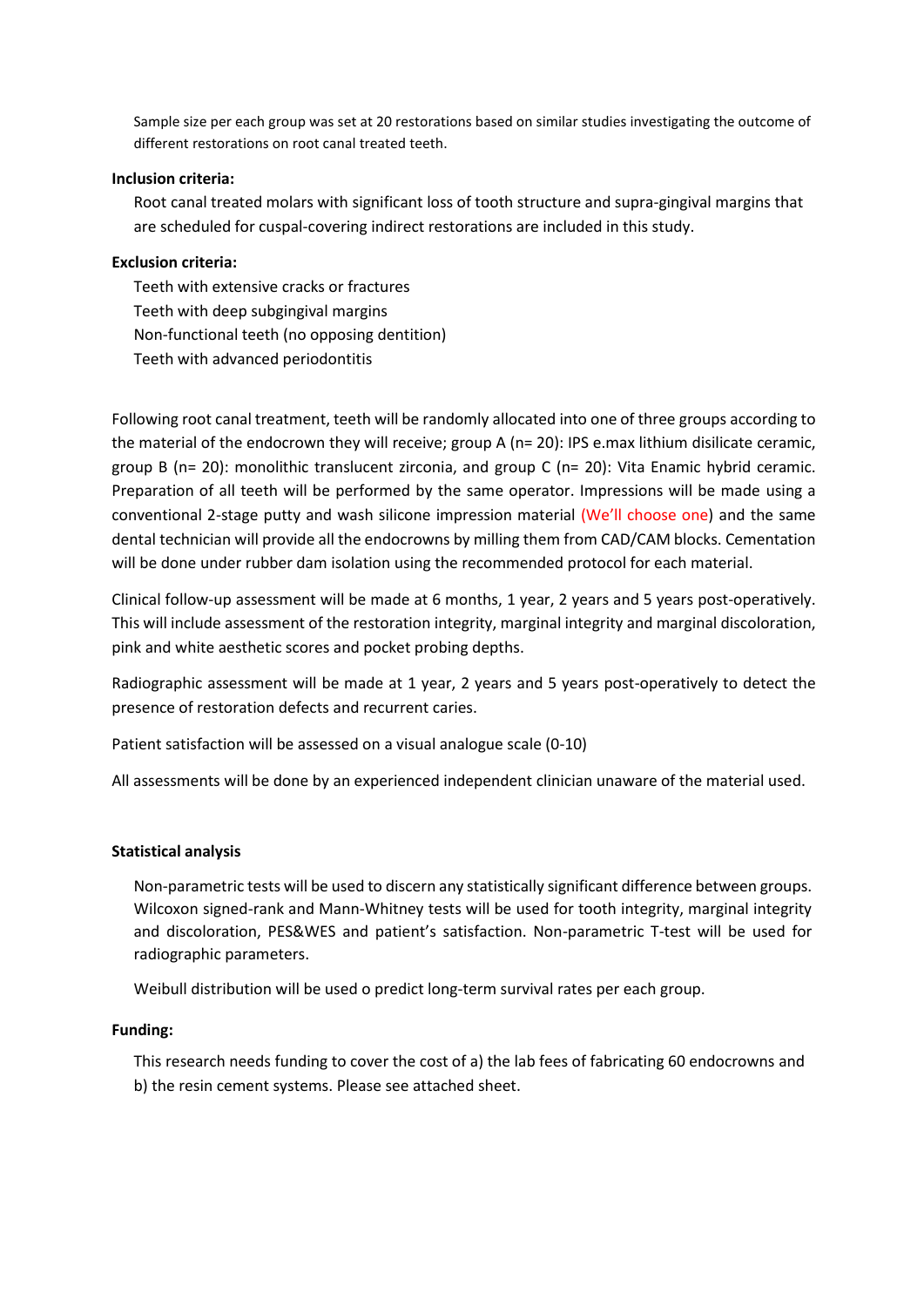Sample size per each group was set at 20 restorations based on similar studies investigating the outcome of different restorations on root canal treated teeth.

**Inclusion criteria:**

Root canal treated molars with significant loss of tooth structure and supra-gingival margins that are scheduled for cuspal-covering indirect restorations are included in this study.

**Exclusion criteria:**

Teeth with extensive cracks or fractures
Teeth with deep subgingival margins
Non-functional teeth (no opposing dentition)
Teeth with advanced periodontitis

Following root canal treatment, teeth will be randomly allocated into one of three groups according to the material of the endocrown they will receive; group A (n= 20): IPS e.max lithium disilicate ceramic, group B (n= 20): monolithic translucent zirconia, and group C (n= 20): Vita Enamic hybrid ceramic. Preparation of all teeth will be performed by the same operator. Impressions will be made using a conventional 2-stage putty and wash silicone impression material (We'll choose one) and the same dental technician will provide all the endocrowns by milling them from CAD/CAM blocks. Cementation will be done under rubber dam isolation using the recommended protocol for each material.

Clinical follow-up assessment will be made at 6 months, 1 year, 2 years and 5 years post-operatively. This will include assessment of the restoration integrity, marginal integrity and marginal discoloration, pink and white aesthetic scores and pocket probing depths.

Radiographic assessment will be made at 1 year, 2 years and 5 years post-operatively to detect the presence of restoration defects and recurrent caries.

Patient satisfaction will be assessed on a visual analogue scale (0-10)

All assessments will be done by an experienced independent clinician unaware of the material used.

**Statistical analysis**

Non-parametric tests will be used to discern any statistically significant difference between groups. Wilcoxon signed-rank and Mann-Whitney tests will be used for tooth integrity, marginal integrity and discoloration, PES&WES and patient's satisfaction. Non-parametric T-test will be used for radiographic parameters.

Weibull distribution will be used o predict long-term survival rates per each group.

**Funding:**

This research needs funding to cover the cost of a) the lab fees of fabricating 60 endocrowns and b) the resin cement systems. Please see attached sheet.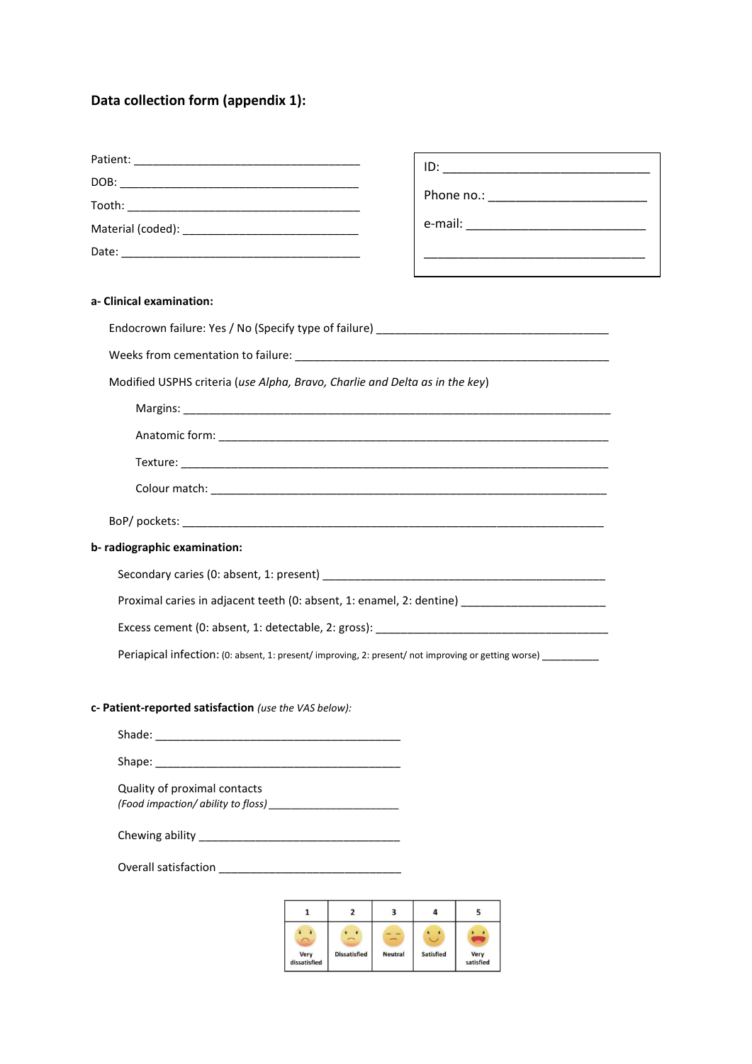## Data collection form (appendix 1):

Patient: ___________________________________

DOB: ___________________________________

Tooth: ___________________________________

Material (coded): ___________________________

Date: ___________________________________

ID: ______________________________

Phone no.: _______________________

e-mail: ___________________________

___________________________________

**a- Clinical examination:**

Endocrown failure: Yes / No (Specify type of failure) _____________________________________

Weeks from cementation to failure: _________________________________________________

Modified USPHS criteria (*use Alpha, Bravo, Charlie and Delta as in the key*)

Margins: ____________________________________________________________________

Anatomic form: ______________________________________________________________

Texture: ____________________________________________________________________

Colour match: ________________________________________________________________

BoP/ pockets: ____________________________________________________________________

**b- radiographic examination:**

Secondary caries (0: absent, 1: present) _____________________________________________

Proximal caries in adjacent teeth (0: absent, 1: enamel, 2: dentine) _______________________

Excess cement (0: absent, 1: detectable, 2: gross): _____________________________________

Periapical infection: (0: absent, 1: present/ improving, 2: present/ not improving or getting worse) _________

**c- Patient-reported satisfaction** *(use the VAS below):*

Shade: ________________________________________

Shape: ________________________________________

Quality of proximal contacts
*(Food impaction/ ability to floss)* ______________________

Chewing ability _________________________________

Overall satisfaction _____________________________

| 1 | 2 | 3 | 4 | 5 |
|---|---|---|---|---|
| Very dissatisfied | Dissatisfied | Neutral | Satisfied | Very satisfied |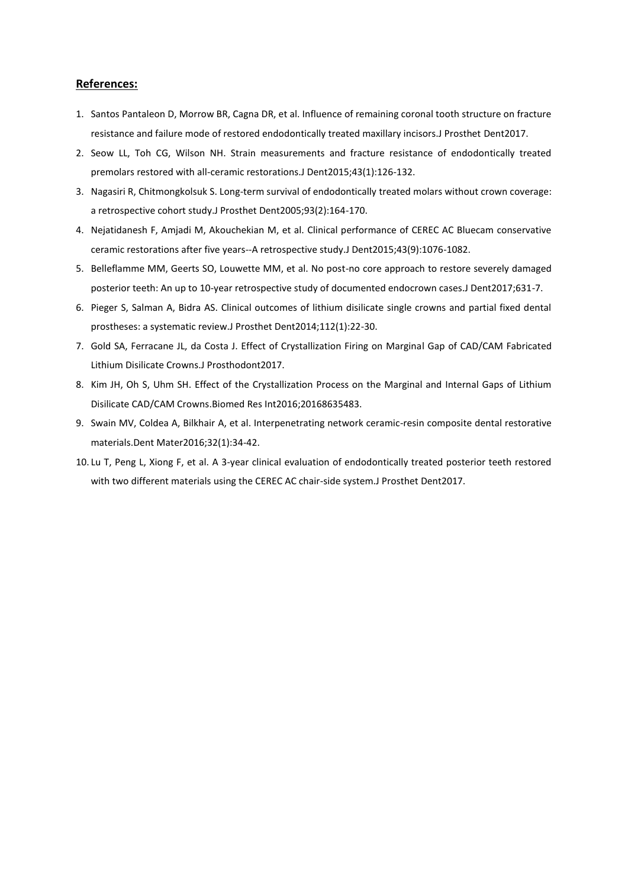## References:

1. Santos Pantaleon D, Morrow BR, Cagna DR, et al. Influence of remaining coronal tooth structure on fracture resistance and failure mode of restored endodontically treated maxillary incisors.J Prosthet Dent2017.
2. Seow LL, Toh CG, Wilson NH. Strain measurements and fracture resistance of endodontically treated premolars restored with all-ceramic restorations.J Dent2015;43(1):126-132.
3. Nagasiri R, Chitmongkolsuk S. Long-term survival of endodontically treated molars without crown coverage: a retrospective cohort study.J Prosthet Dent2005;93(2):164-170.
4. Nejatidanesh F, Amjadi M, Akouchekian M, et al. Clinical performance of CEREC AC Bluecam conservative ceramic restorations after five years--A retrospective study.J Dent2015;43(9):1076-1082.
5. Belleflamme MM, Geerts SO, Louwette MM, et al. No post-no core approach to restore severely damaged posterior teeth: An up to 10-year retrospective study of documented endocrown cases.J Dent2017;631-7.
6. Pieger S, Salman A, Bidra AS. Clinical outcomes of lithium disilicate single crowns and partial fixed dental prostheses: a systematic review.J Prosthet Dent2014;112(1):22-30.
7. Gold SA, Ferracane JL, da Costa J. Effect of Crystallization Firing on Marginal Gap of CAD/CAM Fabricated Lithium Disilicate Crowns.J Prosthodont2017.
8. Kim JH, Oh S, Uhm SH. Effect of the Crystallization Process on the Marginal and Internal Gaps of Lithium Disilicate CAD/CAM Crowns.Biomed Res Int2016;20168635483.
9. Swain MV, Coldea A, Bilkhair A, et al. Interpenetrating network ceramic-resin composite dental restorative materials.Dent Mater2016;32(1):34-42.
10. Lu T, Peng L, Xiong F, et al. A 3-year clinical evaluation of endodontically treated posterior teeth restored with two different materials using the CEREC AC chair-side system.J Prosthet Dent2017.